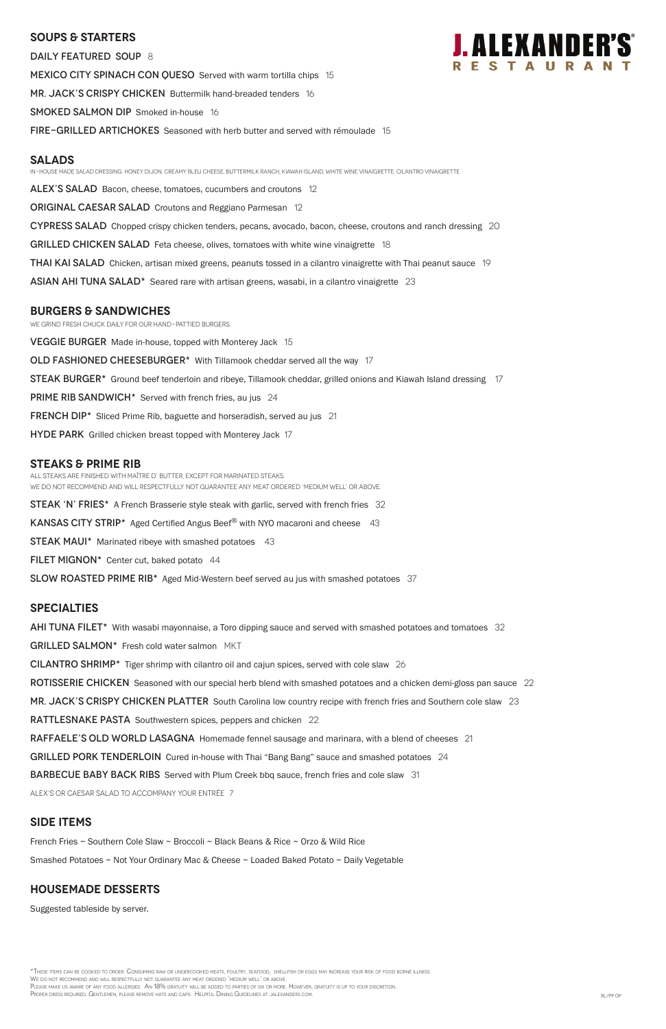# J. ALEXANDER'S® RESTAURANT

## SOUPS & STARTERS

DAILY FEATURED SOUP 8

MEXICO CITY SPINACH CON QUESO Served with warm tortilla chips 15

MR. JACK'S CRISPY CHICKEN Buttermilk hand-breaded tenders 16

SMOKED SALMON DIP Smoked in-house 16

FIRE–GRILLED ARTICHOKES Seasoned with herb butter and served with rémoulade 15

## SALADS

IN–HOUSE MADE SALAD DRESSING: HONEY DIJON, CREAMY BLEU CHEESE, BUTTERMILK RANCH, KIAWAH ISLAND, WHITE WINE VINAIGRETTE, CILANTRO VINAIGRETTE.

ALEX'S SALAD Bacon, cheese, tomatoes, cucumbers and croutons 12

ORIGINAL CAESAR SALAD Croutons and Reggiano Parmesan 12

CYPRESS SALAD Chopped crispy chicken tenders, pecans, avocado, bacon, cheese, croutons and ranch dressing 20

GRILLED CHICKEN SALAD Feta cheese, olives, tomatoes with white wine vinaigrette 18

THAI KAI SALAD Chicken, artisan mixed greens, peanuts tossed in a cilantro vinaigrette with Thai peanut sauce 19

ASIAN AHI TUNA SALAD* Seared rare with artisan greens, wasabi, in a cilantro vinaigrette 23

## BURGERS & SANDWICHES

WE GRIND FRESH CHUCK DAILY FOR OUR HAND–PATTIED BURGERS.

VEGGIE BURGER Made in-house, topped with Monterey Jack 15

OLD FASHIONED CHEESEBURGER* With Tillamook cheddar served all the way 17

STEAK BURGER* Ground beef tenderloin and ribeye, Tillamook cheddar, grilled onions and Kiawah Island dressing 17

PRIME RIB SANDWICH* Served with french fries, au jus 24

FRENCH DIP* Sliced Prime Rib, baguette and horseradish, served au jus 21

HYDE PARK Grilled chicken breast topped with Monterey Jack 17

## STEAKS & PRIME RIB

ALL STEAKS ARE FINISHED WITH MAÎTRE D' BUTTER, EXCEPT FOR MARINATED STEAKS.
WE DO NOT RECOMMEND AND WILL RESPECTFULLY NOT GUARANTEE ANY MEAT ORDERED 'MEDIUM WELL' OR ABOVE.

STEAK 'N' FRIES* A French Brasserie style steak with garlic, served with french fries 32

KANSAS CITY STRIP* Aged Certified Angus Beef® with NYO macaroni and cheese 43

STEAK MAUI* Marinated ribeye with smashed potatoes 43

FILET MIGNON* Center cut, baked potato 44

SLOW ROASTED PRIME RIB* Aged Mid-Western beef served au jus with smashed potatoes 37

## SPECIALTIES

AHI TUNA FILET* With wasabi mayonnaise, a Toro dipping sauce and served with smashed potatoes and tomatoes 32

GRILLED SALMON* Fresh cold water salmon MKT

CILANTRO SHRIMP* Tiger shrimp with cilantro oil and cajun spices, served with cole slaw 26

ROTISSERIE CHICKEN Seasoned with our special herb blend with smashed potatoes and a chicken demi-gloss pan sauce 22

MR. JACK'S CRISPY CHICKEN PLATTER South Carolina low country recipe with french fries and Southern cole slaw 23

RATTLESNAKE PASTA Southwestern spices, peppers and chicken 22

RAFFAELE'S OLD WORLD LASAGNA Homemade fennel sausage and marinara, with a blend of cheeses 21

GRILLED PORK TENDERLOIN Cured in-house with Thai "Bang Bang" sauce and smashed potatoes 24

BARBECUE BABY BACK RIBS Served with Plum Creek bbq sauce, french fries and cole slaw 31

ALEX'S OR CAESAR SALAD TO ACCOMPANY YOUR ENTRÉE 7

## SIDE ITEMS

French Fries ~ Southern Cole Slaw ~ Broccoli ~ Black Beans & Rice ~ Orzo & Wild Rice

Smashed Potatoes ~ Not Your Ordinary Mac & Cheese ~ Loaded Baked Potato ~ Daily Vegetable

## HOUSEMADE DESSERTS

Suggested tableside by server.

*These items can be cooked to order. Consuming raw or undercooked meats, poultry, seafood, shellfish or eggs may increase your risk of food borne illness.
We do not recommend and will respectfully not guarantee any meat ordered 'medium well' or above.
Please make us aware of any food allergies. An 18% gratuity will be added to parties of six or more. However, gratuity is up to your discretion.
Proper dress required. Gentlemen, please remove hats and caps. Helpful Dining Guidelines at jalexanders.com.

RL/PP OP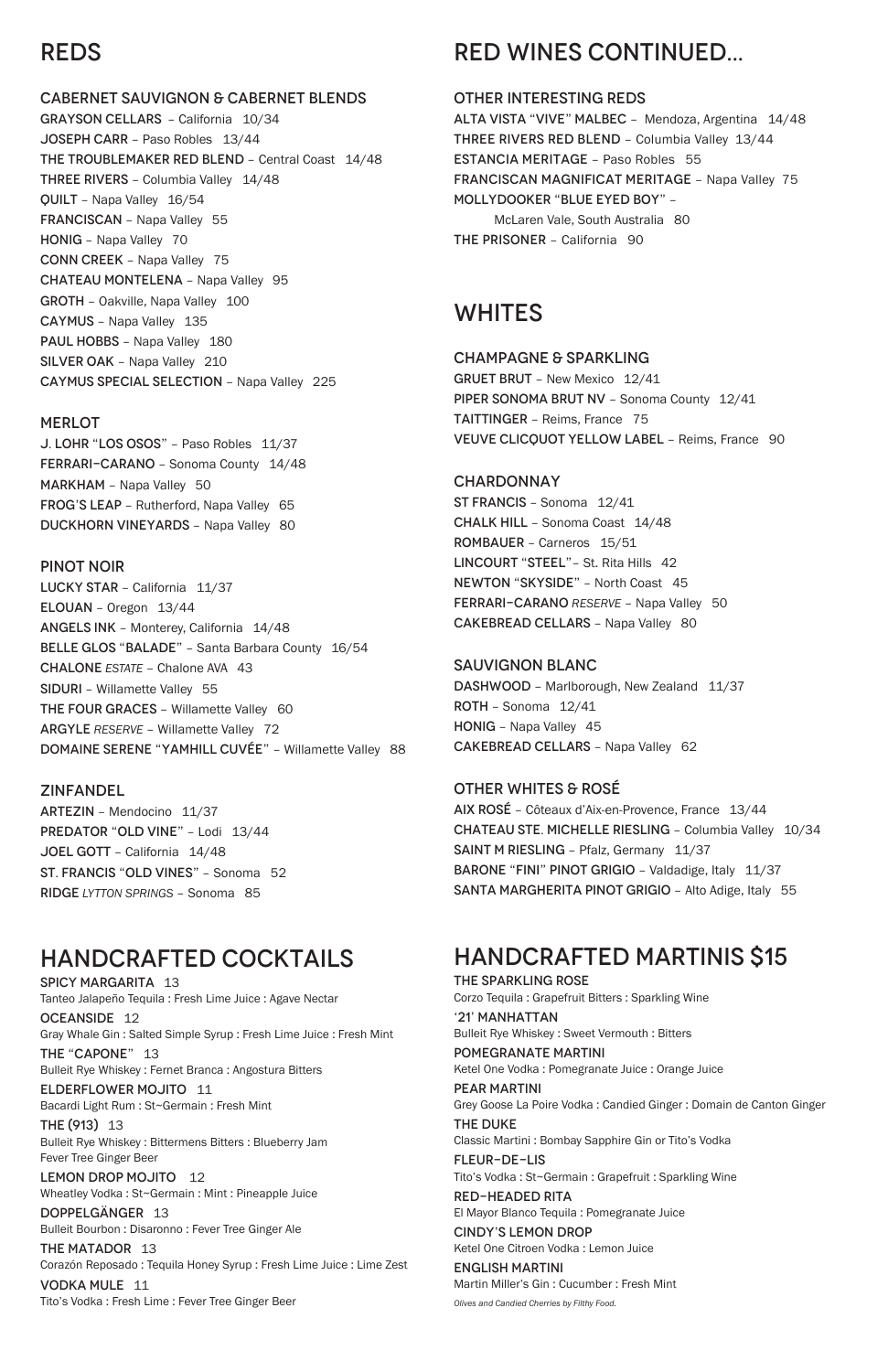# REDS

## CABERNET SAUVIGNON & CABERNET BLENDS

**GRAYSON CELLARS** – California 10/34
**JOSEPH CARR** – Paso Robles 13/44
**THE TROUBLEMAKER RED BLEND** – Central Coast 14/48
**THREE RIVERS** – Columbia Valley 14/48
**QUILT** – Napa Valley 16/54
**FRANCISCAN** – Napa Valley 55
**HONIG** – Napa Valley 70
**CONN CREEK** – Napa Valley 75
**CHATEAU MONTELENA** – Napa Valley 95
**GROTH** – Oakville, Napa Valley 100
**CAYMUS** – Napa Valley 135
**PAUL HOBBS** – Napa Valley 180
**SILVER OAK** – Napa Valley 210
**CAYMUS SPECIAL SELECTION** – Napa Valley 225

## MERLOT

**J. LOHR "LOS OSOS"** – Paso Robles 11/37
**FERRARI-CARANO** – Sonoma County 14/48
**MARKHAM** – Napa Valley 50
**FROG'S LEAP** – Rutherford, Napa Valley 65
**DUCKHORN VINEYARDS** – Napa Valley 80

## PINOT NOIR

**LUCKY STAR** – California 11/37
**ELOUAN** – Oregon 13/44
**ANGELS INK** – Monterey, California 14/48
**BELLE GLOS "BALADE"** – Santa Barbara County 16/54
**CHALONE** *ESTATE* – Chalone AVA 43
**SIDURI** – Willamette Valley 55
**THE FOUR GRACES** – Willamette Valley 60
**ARGYLE** *RESERVE* – Willamette Valley 72
**DOMAINE SERENE "YAMHILL CUVÉE"** – Willamette Valley 88

## ZINFANDEL

**ARTEZIN** – Mendocino 11/37
**PREDATOR "OLD VINE"** – Lodi 13/44
**JOEL GOTT** – California 14/48
**ST. FRANCIS "OLD VINES"** – Sonoma 52
**RIDGE** *LYTTON SPRINGS* – Sonoma 85

# RED WINES CONTINUED...

## OTHER INTERESTING REDS

**ALTA VISTA "VIVE" MALBEC** – Mendoza, Argentina 14/48
**THREE RIVERS RED BLEND** – Columbia Valley 13/44
**ESTANCIA MERITAGE** – Paso Robles 55
**FRANCISCAN MAGNIFICAT MERITAGE** – Napa Valley 75
**MOLLYDOOKER "BLUE EYED BOY"** – McLaren Vale, South Australia 80
**THE PRISONER** – California 90

# WHITES

## CHAMPAGNE & SPARKLING

**GRUET BRUT** – New Mexico 12/41
**PIPER SONOMA BRUT NV** – Sonoma County 12/41
**TAITTINGER** – Reims, France 75
**VEUVE CLICQUOT YELLOW LABEL** – Reims, France 90

## CHARDONNAY

**ST FRANCIS** – Sonoma 12/41
**CHALK HILL** – Sonoma Coast 14/48
**ROMBAUER** – Carneros 15/51
**LINCOURT "STEEL"** – St. Rita Hills 42
**NEWTON "SKYSIDE"** – North Coast 45
**FERRARI-CARANO** *RESERVE* – Napa Valley 50
**CAKEBREAD CELLARS** – Napa Valley 80

## SAUVIGNON BLANC

**DASHWOOD** – Marlborough, New Zealand 11/37
**ROTH** – Sonoma 12/41
**HONIG** – Napa Valley 45
**CAKEBREAD CELLARS** – Napa Valley 62

## OTHER WHITES & ROSÉ

**AIX ROSÉ** – Côteaux d'Aix-en-Provence, France 13/44
**CHATEAU STE. MICHELLE RIESLING** – Columbia Valley 10/34
**SAINT M RIESLING** – Pfalz, Germany 11/37
**BARONE "FINI" PINOT GRIGIO** – Valdadige, Italy 11/37
**SANTA MARGHERITA PINOT GRIGIO** – Alto Adige, Italy 55

# HANDCRAFTED COCKTAILS

**SPICY MARGARITA** 13
Tanteo Jalapeño Tequila : Fresh Lime Juice : Agave Nectar

**OCEANSIDE** 12
Gray Whale Gin : Salted Simple Syrup : Fresh Lime Juice : Fresh Mint

**THE "CAPONE"** 13
Bulleit Rye Whiskey : Fernet Branca : Angostura Bitters

**ELDERFLOWER MOJITO** 11
Bacardi Light Rum : St~Germain : Fresh Mint

**THE (913)** 13
Bulleit Rye Whiskey : Bittermens Bitters : Blueberry Jam
Fever Tree Ginger Beer

**LEMON DROP MOJITO** 12
Wheatley Vodka : St~Germain : Mint : Pineapple Juice

**DOPPELGÄNGER** 13
Bulleit Bourbon : Disaronno : Fever Tree Ginger Ale

**THE MATADOR** 13
Corazón Reposado : Tequila Honey Syrup : Fresh Lime Juice : Lime Zest

**VODKA MULE** 11
Tito's Vodka : Fresh Lime : Fever Tree Ginger Beer

# HANDCRAFTED MARTINIS $15

**THE SPARKLING ROSE**
Corzo Tequila : Grapefruit Bitters : Sparkling Wine

**'21' MANHATTAN**
Bulleit Rye Whiskey : Sweet Vermouth : Bitters

**POMEGRANATE MARTINI**
Ketel One Vodka : Pomegranate Juice : Orange Juice

**PEAR MARTINI**
Grey Goose La Poire Vodka : Candied Ginger : Domain de Canton Ginger

**THE DUKE**
Classic Martini : Bombay Sapphire Gin or Tito's Vodka

**FLEUR-DE-LIS**
Tito's Vodka : St~Germain : Grapefruit : Sparkling Wine

**RED-HEADED RITA**
El Mayor Blanco Tequila : Pomegranate Juice

**CINDY'S LEMON DROP**
Ketel One Citroen Vodka : Lemon Juice

**ENGLISH MARTINI**
Martin Miller's Gin : Cucumber : Fresh Mint

*Olives and Candied Cherries by Filthy Food.*